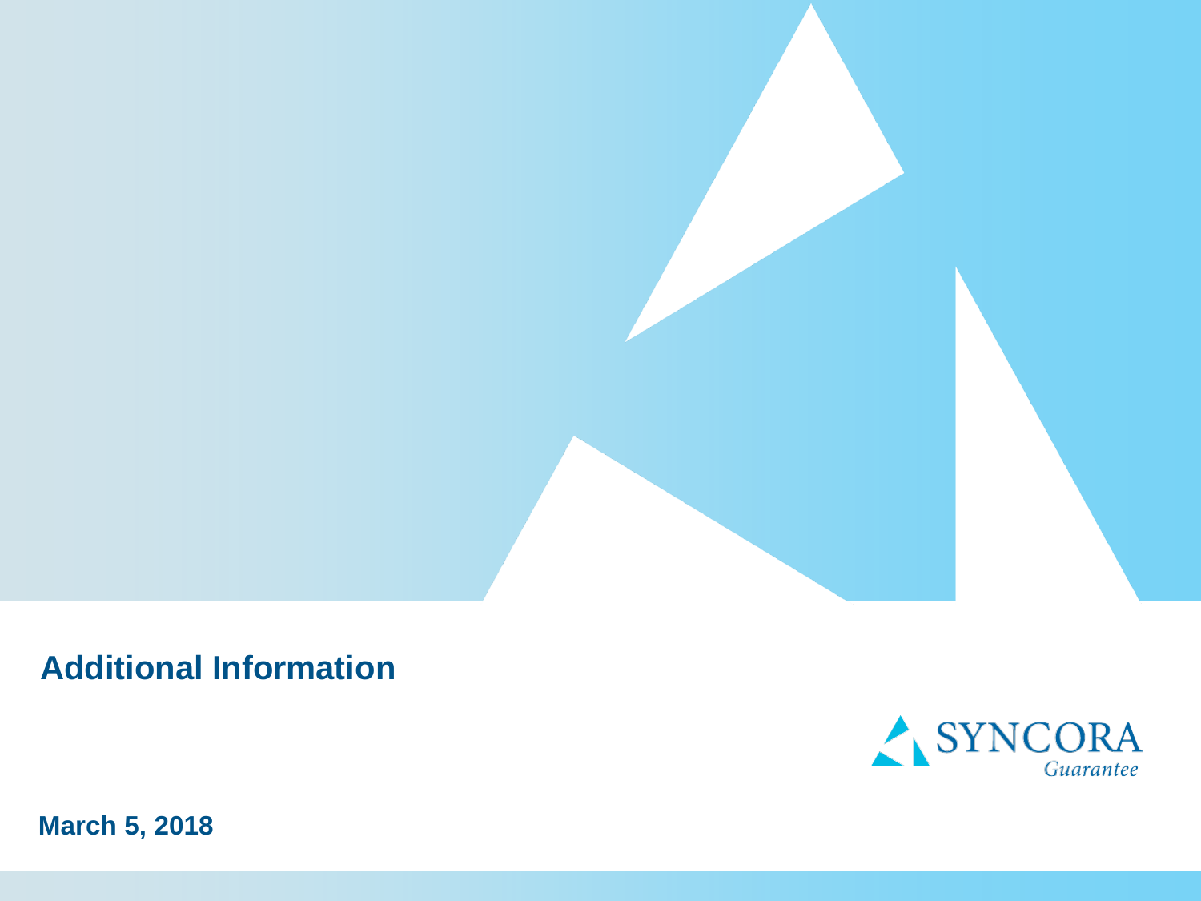# Additional Information

SYNCORA
*Guarantee*

**March 5, 2018**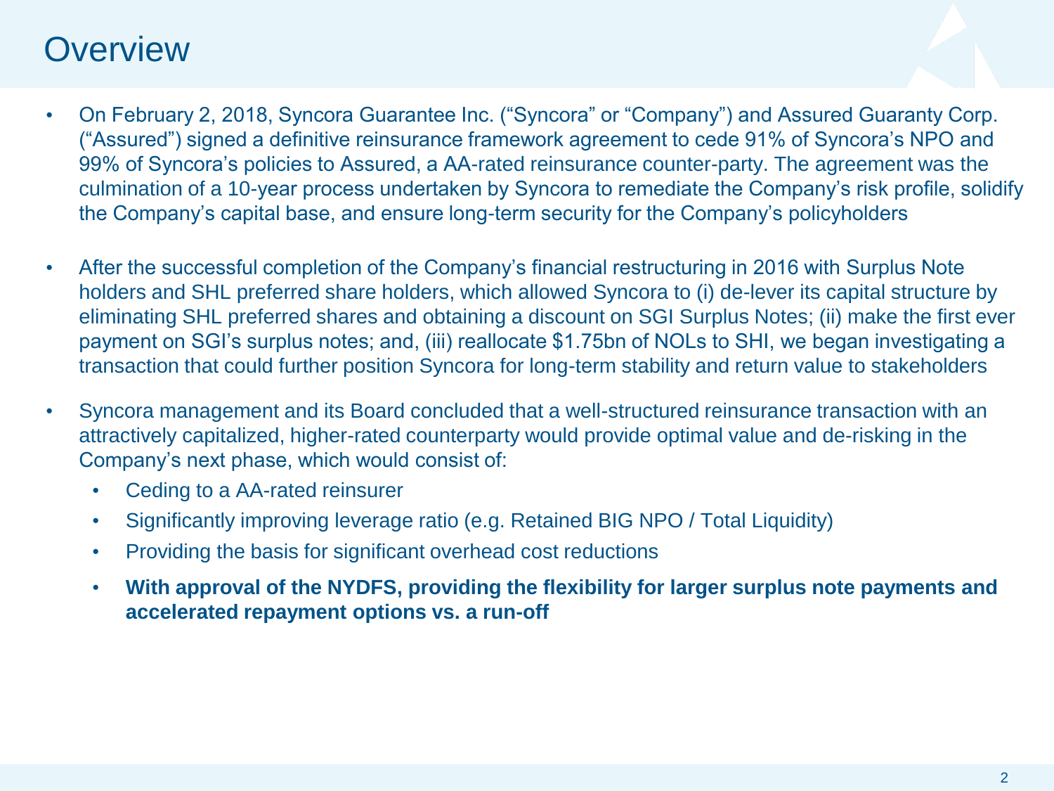# Overview

- On February 2, 2018, Syncora Guarantee Inc. ("Syncora" or "Company") and Assured Guaranty Corp. ("Assured") signed a definitive reinsurance framework agreement to cede 91% of Syncora's NPO and 99% of Syncora's policies to Assured, a AA-rated reinsurance counter-party. The agreement was the culmination of a 10-year process undertaken by Syncora to remediate the Company's risk profile, solidify the Company's capital base, and ensure long-term security for the Company's policyholders
- After the successful completion of the Company's financial restructuring in 2016 with Surplus Note holders and SHL preferred share holders, which allowed Syncora to (i) de-lever its capital structure by eliminating SHL preferred shares and obtaining a discount on SGI Surplus Notes; (ii) make the first ever payment on SGI's surplus notes; and, (iii) reallocate $1.75bn of NOLs to SHI, we began investigating a transaction that could further position Syncora for long-term stability and return value to stakeholders
- Syncora management and its Board concluded that a well-structured reinsurance transaction with an attractively capitalized, higher-rated counterparty would provide optimal value and de-risking in the Company's next phase, which would consist of:
  - Ceding to a AA-rated reinsurer
  - Significantly improving leverage ratio (e.g. Retained BIG NPO / Total Liquidity)
  - Providing the basis for significant overhead cost reductions
  - **With approval of the NYDFS, providing the flexibility for larger surplus note payments and accelerated repayment options vs. a run-off**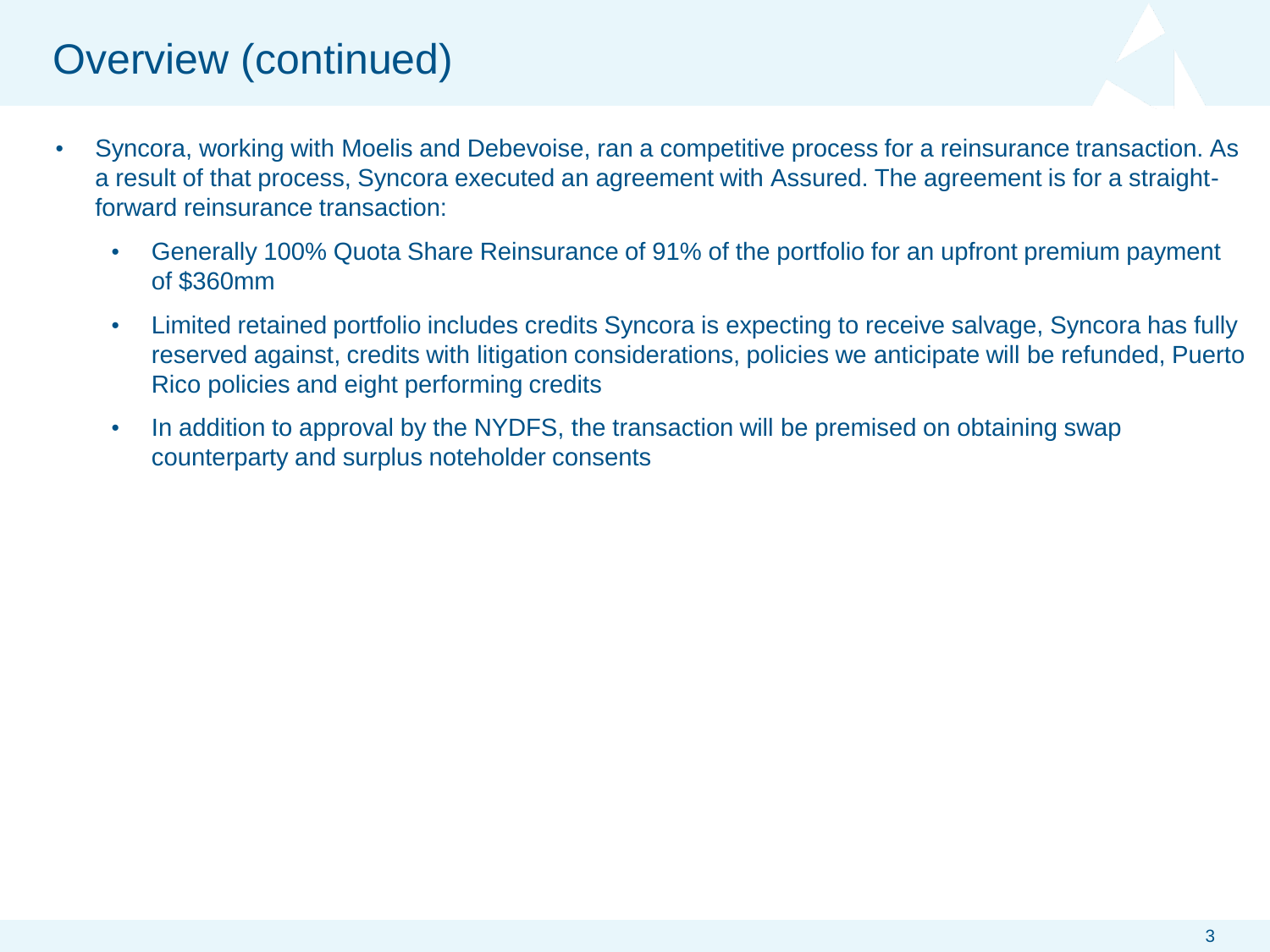# Overview (continued)

- Syncora, working with Moelis and Debevoise, ran a competitive process for a reinsurance transaction. As a result of that process, Syncora executed an agreement with Assured. The agreement is for a straight-forward reinsurance transaction:
  - Generally 100% Quota Share Reinsurance of 91% of the portfolio for an upfront premium payment of $360mm
  - Limited retained portfolio includes credits Syncora is expecting to receive salvage, Syncora has fully reserved against, credits with litigation considerations, policies we anticipate will be refunded, Puerto Rico policies and eight performing credits
  - In addition to approval by the NYDFS, the transaction will be premised on obtaining swap counterparty and surplus noteholder consents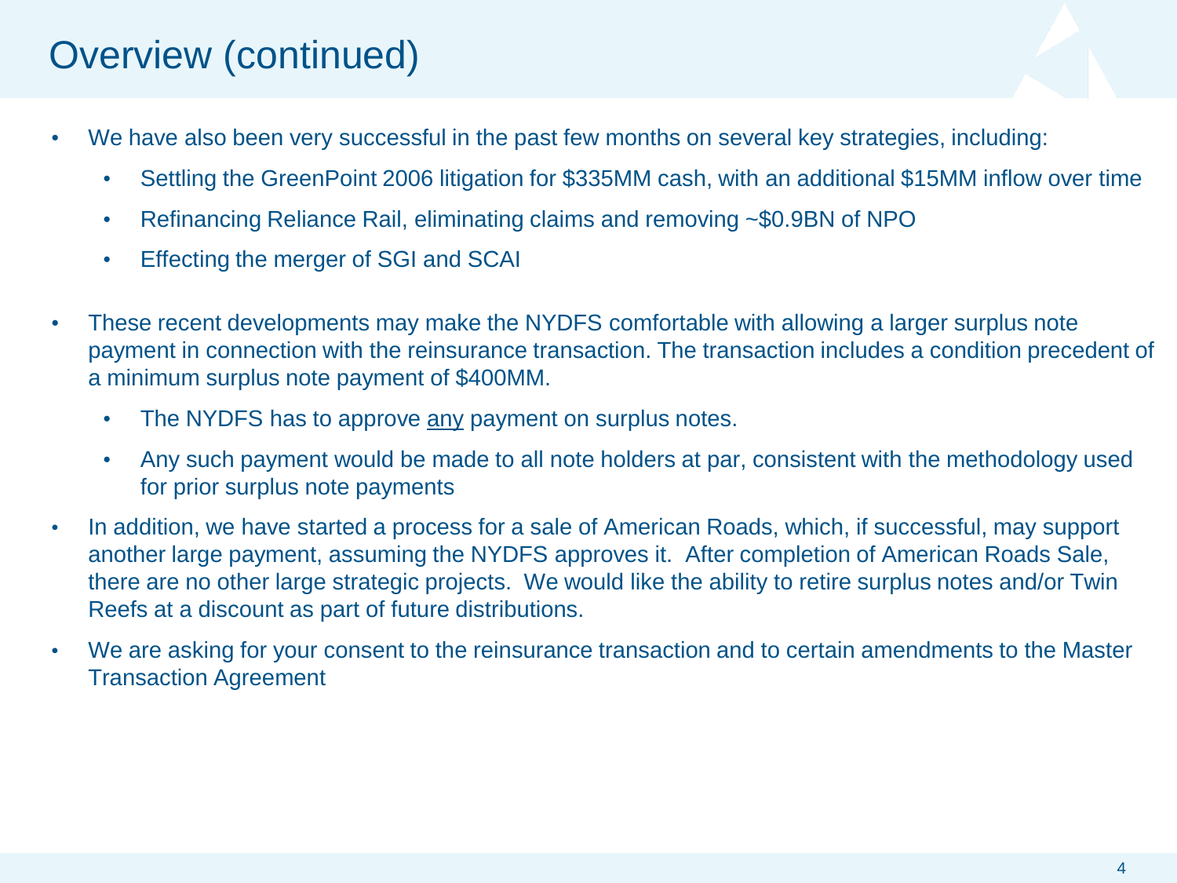# Overview (continued)

- We have also been very successful in the past few months on several key strategies, including:
  - Settling the GreenPoint 2006 litigation for $335MM cash, with an additional $15MM inflow over time
  - Refinancing Reliance Rail, eliminating claims and removing ~$0.9BN of NPO
  - Effecting the merger of SGI and SCAI
- These recent developments may make the NYDFS comfortable with allowing a larger surplus note payment in connection with the reinsurance transaction. The transaction includes a condition precedent of a minimum surplus note payment of $400MM.
  - The NYDFS has to approve <u>any</u> payment on surplus notes.
  - Any such payment would be made to all note holders at par, consistent with the methodology used for prior surplus note payments
- In addition, we have started a process for a sale of American Roads, which, if successful, may support another large payment, assuming the NYDFS approves it. After completion of American Roads Sale, there are no other large strategic projects. We would like the ability to retire surplus notes and/or Twin Reefs at a discount as part of future distributions.
- We are asking for your consent to the reinsurance transaction and to certain amendments to the Master Transaction Agreement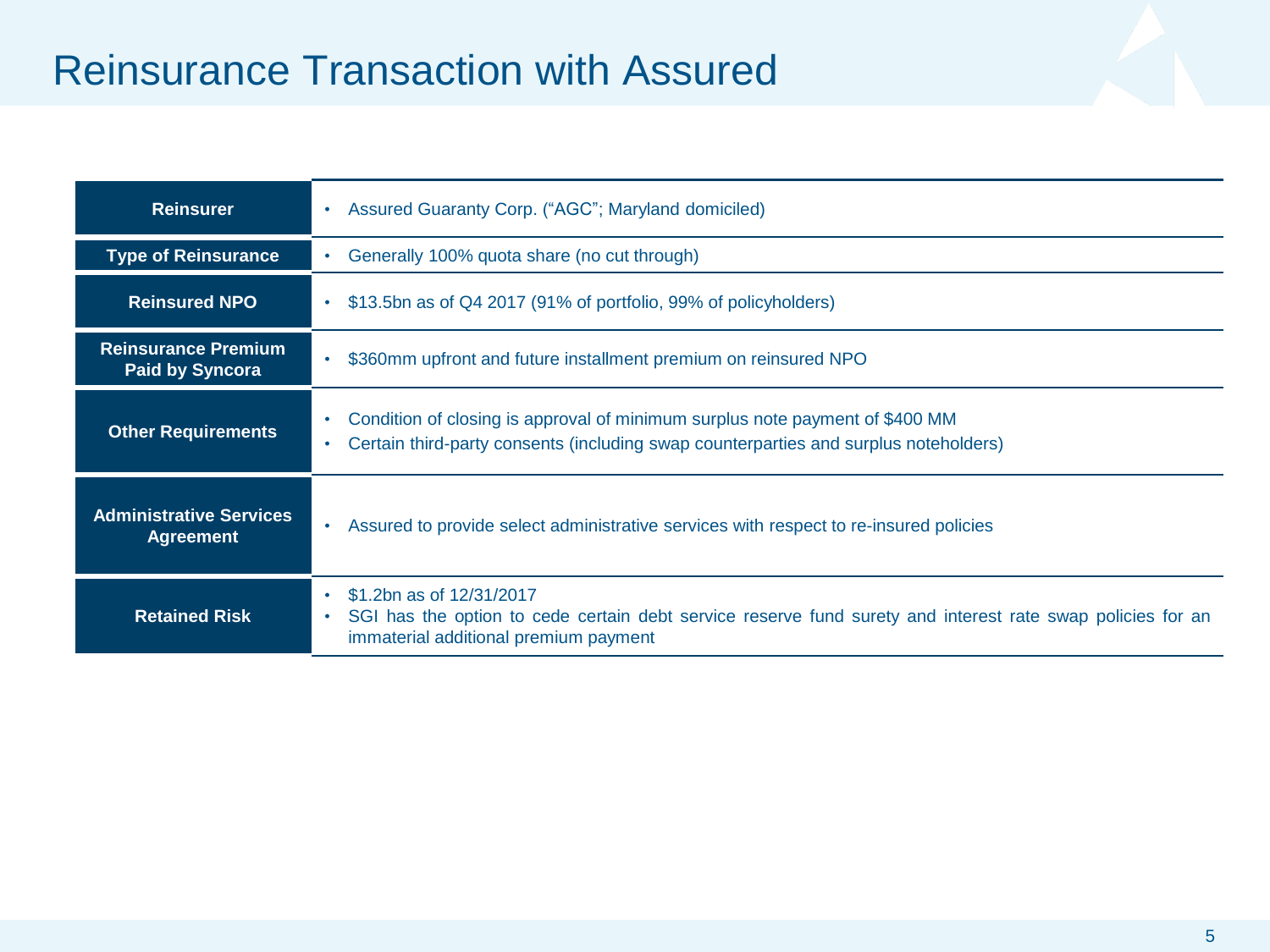# Reinsurance Transaction with Assured

| | |
|---|---|
| **Reinsurer** | • Assured Guaranty Corp. (“AGC”; Maryland domiciled) |
| **Type of Reinsurance** | • Generally 100% quota share (no cut through) |
| **Reinsured NPO** | • $13.5bn as of Q4 2017 (91% of portfolio, 99% of policyholders) |
| **Reinsurance Premium Paid by Syncora** | • $360mm upfront and future installment premium on reinsured NPO |
| **Other Requirements** | • Condition of closing is approval of minimum surplus note payment of $400 MM<br>• Certain third-party consents (including swap counterparties and surplus noteholders) |
| **Administrative Services Agreement** | • Assured to provide select administrative services with respect to re-insured policies |
| **Retained Risk** | • $1.2bn as of 12/31/2017<br>• SGI has the option to cede certain debt service reserve fund surety and interest rate swap policies for an immaterial additional premium payment |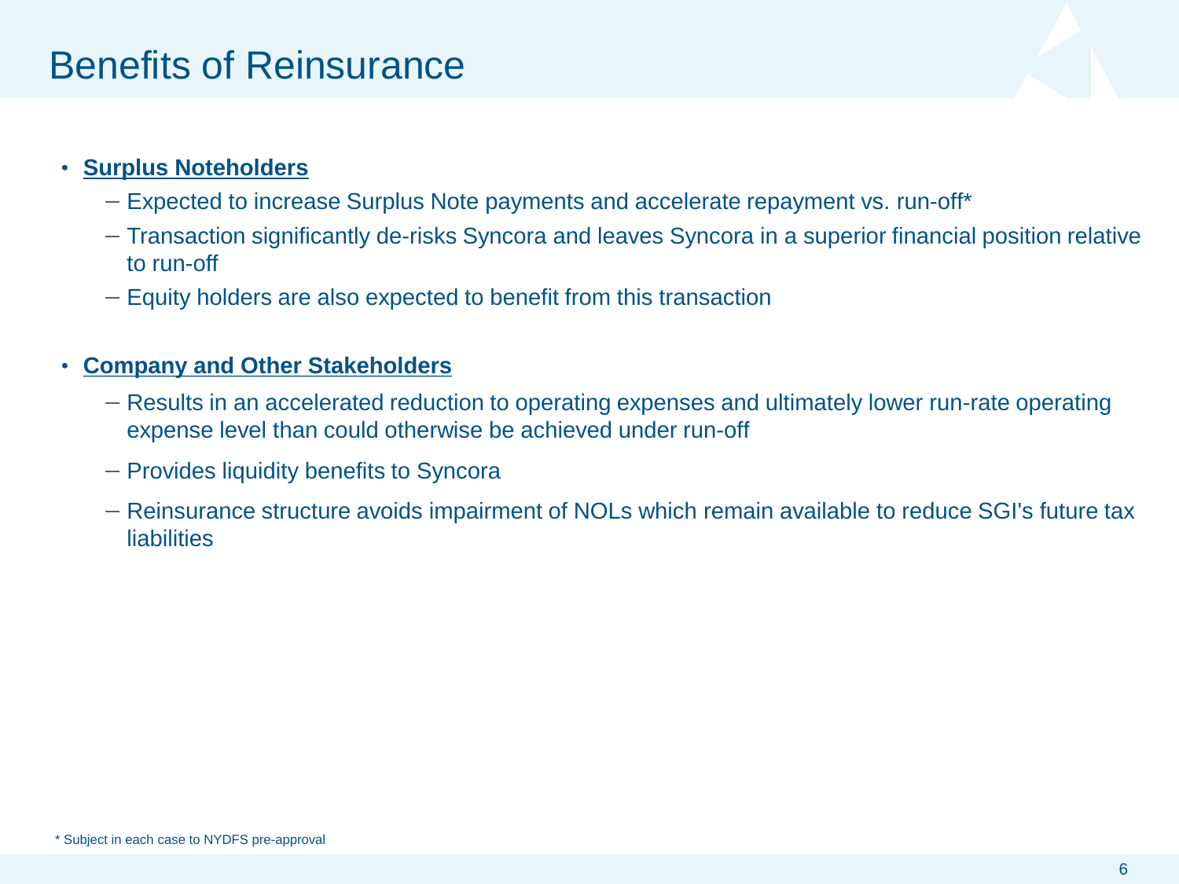# Benefits of Reinsurance

- **Surplus Noteholders**
  - Expected to increase Surplus Note payments and accelerate repayment vs. run-off*
  - Transaction significantly de-risks Syncora and leaves Syncora in a superior financial position relative to run-off
  - Equity holders are also expected to benefit from this transaction

- **Company and Other Stakeholders**
  - Results in an accelerated reduction to operating expenses and ultimately lower run-rate operating expense level than could otherwise be achieved under run-off
  - Provides liquidity benefits to Syncora
  - Reinsurance structure avoids impairment of NOLs which remain available to reduce SGI's future tax liabilities

* Subject in each case to NYDFS pre-approval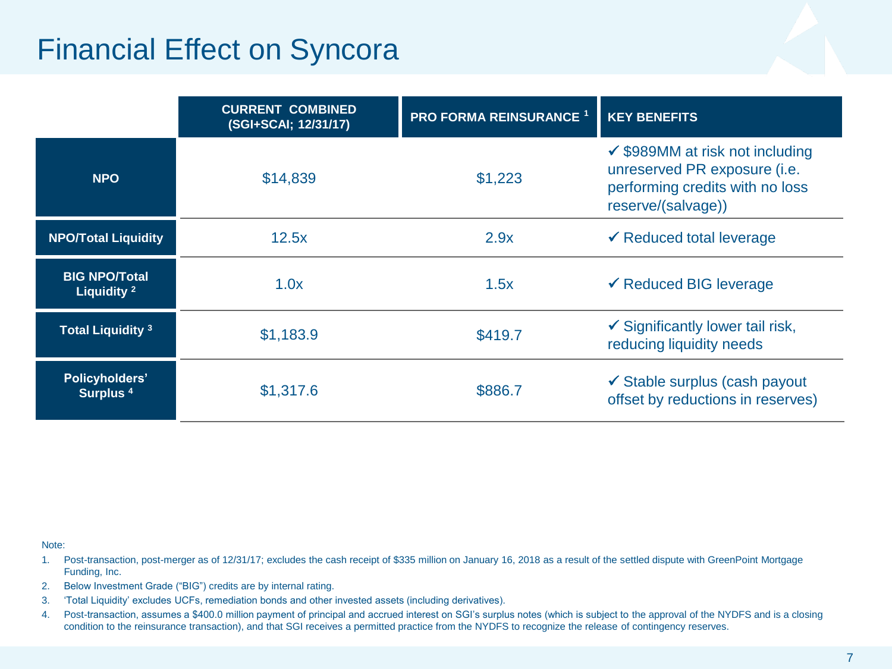# Financial Effect on Syncora

| | CURRENT COMBINED (SGI+SCAI; 12/31/17) | PRO FORMA REINSURANCE [1] | KEY BENEFITS |
|---|---|---|---|
| **NPO** | $14,839 | $1,223 | ✓ $989MM at risk not including unreserved PR exposure (i.e. performing credits with no loss reserve/(salvage)) |
| **NPO/Total Liquidity** | 12.5x | 2.9x | ✓ Reduced total leverage |
| **BIG NPO/Total Liquidity [2]** | 1.0x | 1.5x | ✓ Reduced BIG leverage |
| **Total Liquidity [3]** | $1,183.9 | $419.7 | ✓ Significantly lower tail risk, reducing liquidity needs |
| **Policyholders' Surplus [4]** | $1,317.6 | $886.7 | ✓ Stable surplus (cash payout offset by reductions in reserves) |

Note:

1. Post-transaction, post-merger as of 12/31/17; excludes the cash receipt of $335 million on January 16, 2018 as a result of the settled dispute with GreenPoint Mortgage Funding, Inc.
2. Below Investment Grade ("BIG") credits are by internal rating.
3. 'Total Liquidity' excludes UCFs, remediation bonds and other invested assets (including derivatives).
4. Post-transaction, assumes a $400.0 million payment of principal and accrued interest on SGI's surplus notes (which is subject to the approval of the NYDFS and is a closing condition to the reinsurance transaction), and that SGI receives a permitted practice from the NYDFS to recognize the release of contingency reserves.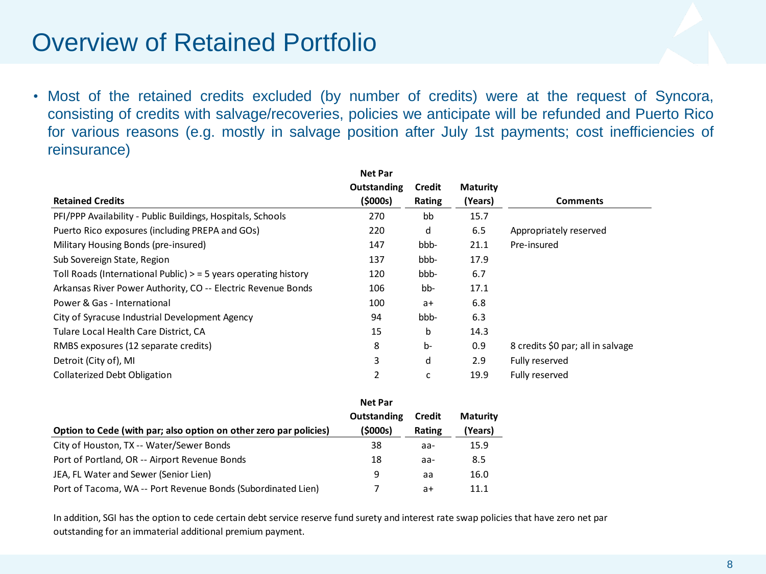# Overview of Retained Portfolio

- Most of the retained credits excluded (by number of credits) were at the request of Syncora, consisting of credits with salvage/recoveries, policies we anticipate will be refunded and Puerto Rico for various reasons (e.g. mostly in salvage position after July 1st payments; cost inefficiencies of reinsurance)

| Retained Credits | Net Par Outstanding ($000s) | Credit Rating | Maturity (Years) | Comments |
|---|---|---|---|---|
| PFI/PPP Availability - Public Buildings, Hospitals, Schools | 270 | bb | 15.7 | |
| Puerto Rico exposures (including PREPA and GOs) | 220 | d | 6.5 | Appropriately reserved |
| Military Housing Bonds (pre-insured) | 147 | bbb- | 21.1 | Pre-insured |
| Sub Sovereign State, Region | 137 | bbb- | 17.9 | |
| Toll Roads (International Public) > = 5 years operating history | 120 | bbb- | 6.7 | |
| Arkansas River Power Authority, CO -- Electric Revenue Bonds | 106 | bb- | 17.1 | |
| Power & Gas - International | 100 | a+ | 6.8 | |
| City of Syracuse Industrial Development Agency | 94 | bbb- | 6.3 | |
| Tulare Local Health Care District, CA | 15 | b | 14.3 | |
| RMBS exposures (12 separate credits) | 8 | b- | 0.9 | 8 credits $0 par; all in salvage |
| Detroit (City of), MI | 3 | d | 2.9 | Fully reserved |
| Collaterized Debt Obligation | 2 | c | 19.9 | Fully reserved |

| Option to Cede (with par; also option on other zero par policies) | Net Par Outstanding ($000s) | Credit Rating | Maturity (Years) |
|---|---|---|---|
| City of Houston, TX -- Water/Sewer Bonds | 38 | aa- | 15.9 |
| Port of Portland, OR -- Airport Revenue Bonds | 18 | aa- | 8.5 |
| JEA, FL Water and Sewer (Senior Lien) | 9 | aa | 16.0 |
| Port of Tacoma, WA -- Port Revenue Bonds (Subordinated Lien) | 7 | a+ | 11.1 |

In addition, SGI has the option to cede certain debt service reserve fund surety and interest rate swap policies that have zero net par outstanding for an immaterial additional premium payment.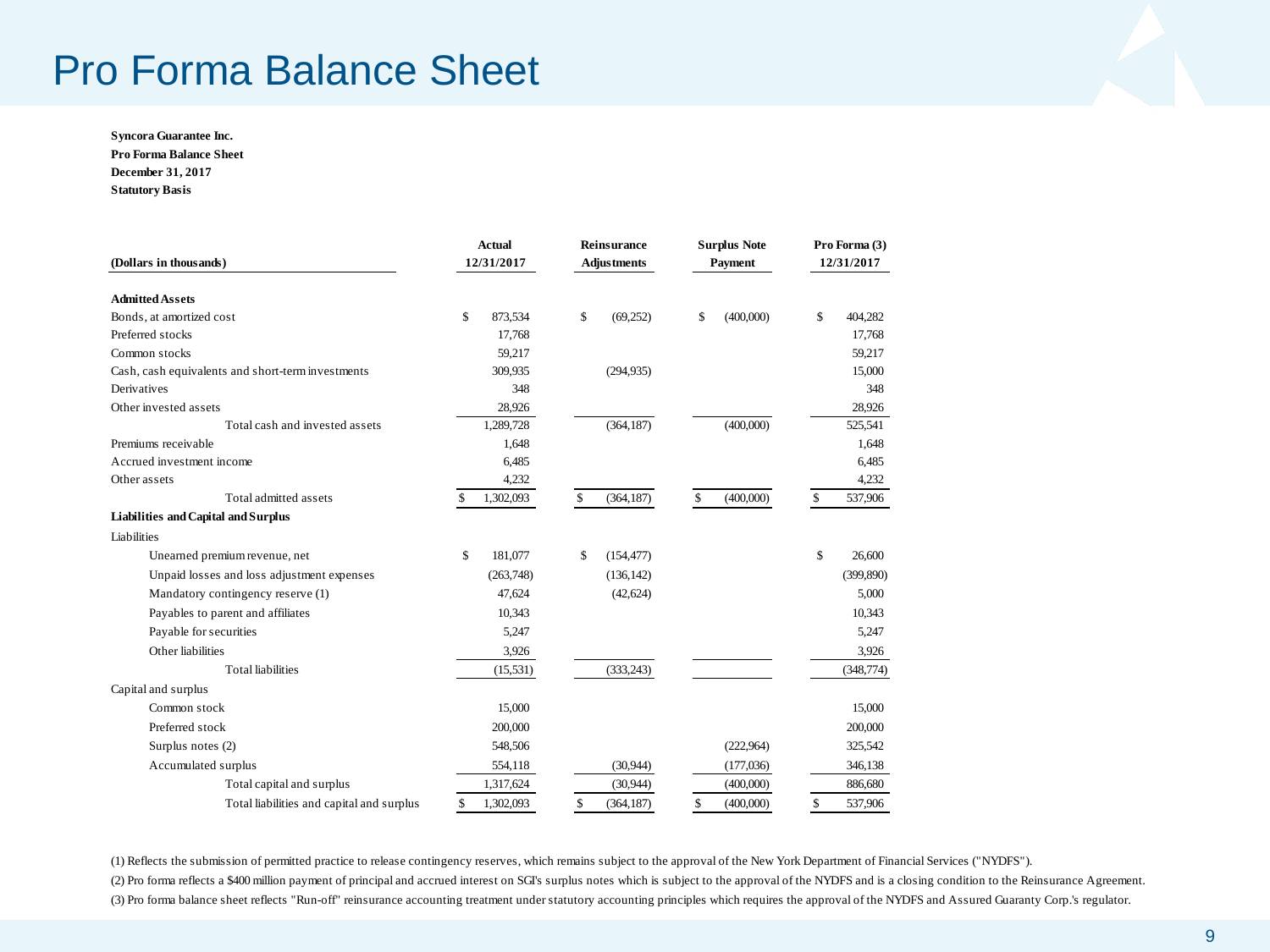# Pro Forma Balance Sheet

**Syncora Guarantee Inc.**
**Pro Forma Balance Sheet**
**December 31, 2017**
**Statutory Basis**

| (Dollars in thousands) | Actual 12/31/2017 | Reinsurance Adjustments | Surplus Note Payment | Pro Forma (3) 12/31/2017 |
|---|---|---|---|---|
| **Admitted Assets** | | | | |
| Bonds, at amortized cost | $ 873,534 | $ (69,252) | $ (400,000) | $ 404,282 |
| Preferred stocks | 17,768 | | | 17,768 |
| Common stocks | 59,217 | | | 59,217 |
| Cash, cash equivalents and short-term investments | 309,935 | (294,935) | | 15,000 |
| Derivatives | 348 | | | 348 |
| Other invested assets | 28,926 | | | 28,926 |
| Total cash and invested assets | 1,289,728 | (364,187) | (400,000) | 525,541 |
| Premiums receivable | 1,648 | | | 1,648 |
| Accrued investment income | 6,485 | | | 6,485 |
| Other assets | 4,232 | | | 4,232 |
| Total admitted assets | $ 1,302,093 | $ (364,187) | $ (400,000) | $ 537,906 |
| **Liabilities and Capital and Surplus** | | | | |
| Liabilities | | | | |
| Unearned premium revenue, net | $ 181,077 | $ (154,477) | | $ 26,600 |
| Unpaid losses and loss adjustment expenses | (263,748) | (136,142) | | (399,890) |
| Mandatory contingency reserve (1) | 47,624 | (42,624) | | 5,000 |
| Payables to parent and affiliates | 10,343 | | | 10,343 |
| Payable for securities | 5,247 | | | 5,247 |
| Other liabilities | 3,926 | | | 3,926 |
| Total liabilities | (15,531) | (333,243) | | (348,774) |
| Capital and surplus | | | | |
| Common stock | 15,000 | | | 15,000 |
| Preferred stock | 200,000 | | | 200,000 |
| Surplus notes (2) | 548,506 | | (222,964) | 325,542 |
| Accumulated surplus | 554,118 | (30,944) | (177,036) | 346,138 |
| Total capital and surplus | 1,317,624 | (30,944) | (400,000) | 886,680 |
| Total liabilities and capital and surplus | $ 1,302,093 | $ (364,187) | $ (400,000) | $ 537,906 |

(1) Reflects the submission of permitted practice to release contingency reserves, which remains subject to the approval of the New York Department of Financial Services ("NYDFS").

(2) Pro forma reflects a $400 million payment of principal and accrued interest on SGI's surplus notes which is subject to the approval of the NYDFS and is a closing condition to the Reinsurance Agreement.

(3) Pro forma balance sheet reflects "Run-off" reinsurance accounting treatment under statutory accounting principles which requires the approval of the NYDFS and Assured Guaranty Corp.'s regulator.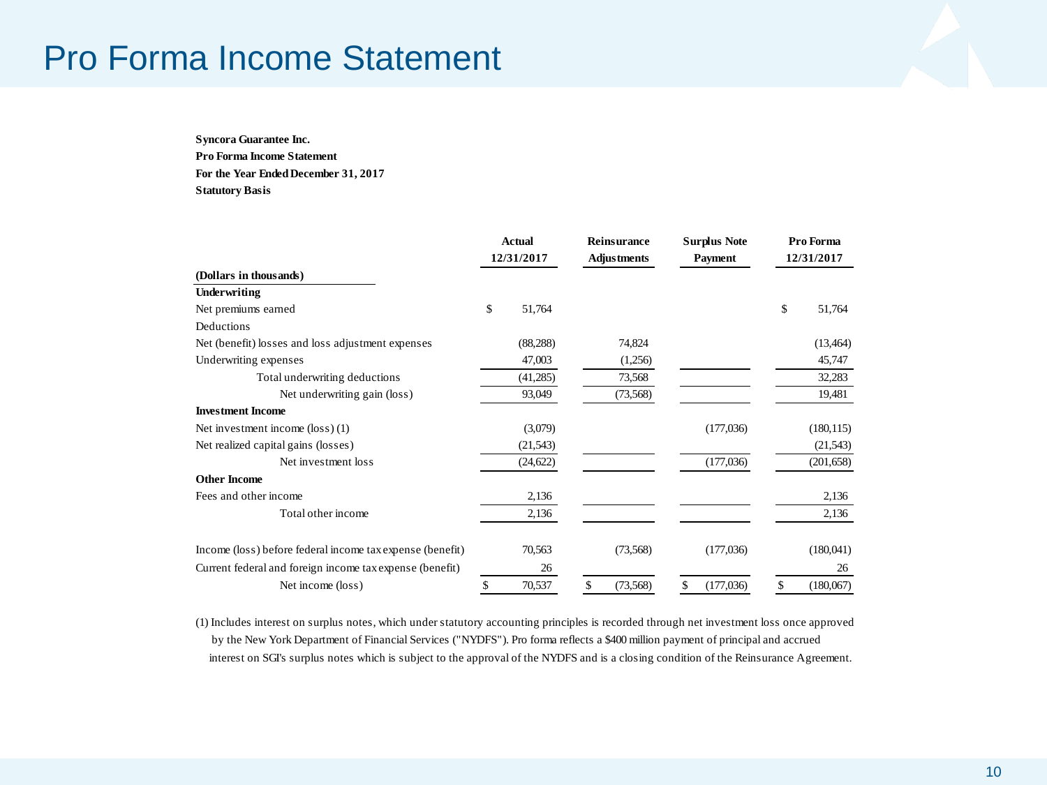# Pro Forma Income Statement

**Syncora Guarantee Inc.**
**Pro Forma Income Statement**
**For the Year Ended December 31, 2017**
**Statutory Basis**

| (Dollars in thousands) | Actual 12/31/2017 | Reinsurance Adjustments | Surplus Note Payment | Pro Forma 12/31/2017 |
|---|---|---|---|---|
| **Underwriting** | | | | |
| Net premiums earned | $ 51,764 | | | $ 51,764 |
| Deductions | | | | |
| Net (benefit) losses and loss adjustment expenses | (88,288) | 74,824 | | (13,464) |
| Underwriting expenses | 47,003 | (1,256) | | 45,747 |
| Total underwriting deductions | (41,285) | 73,568 | | 32,283 |
| Net underwriting gain (loss) | 93,049 | (73,568) | | 19,481 |
| **Investment Income** | | | | |
| Net investment income (loss) (1) | (3,079) | | (177,036) | (180,115) |
| Net realized capital gains (losses) | (21,543) | | | (21,543) |
| Net investment loss | (24,622) | | (177,036) | (201,658) |
| **Other Income** | | | | |
| Fees and other income | 2,136 | | | 2,136 |
| Total other income | 2,136 | | | 2,136 |
| Income (loss) before federal income tax expense (benefit) | 70,563 | (73,568) | (177,036) | (180,041) |
| Current federal and foreign income tax expense (benefit) | 26 | | | 26 |
| Net income (loss) | $ 70,537 | $ (73,568) | $ (177,036) | $ (180,067) |

(1) Includes interest on surplus notes, which under statutory accounting principles is recorded through net investment loss once approved by the New York Department of Financial Services ("NYDFS"). Pro forma reflects a $400 million payment of principal and accrued interest on SGI's surplus notes which is subject to the approval of the NYDFS and is a closing condition of the Reinsurance Agreement.